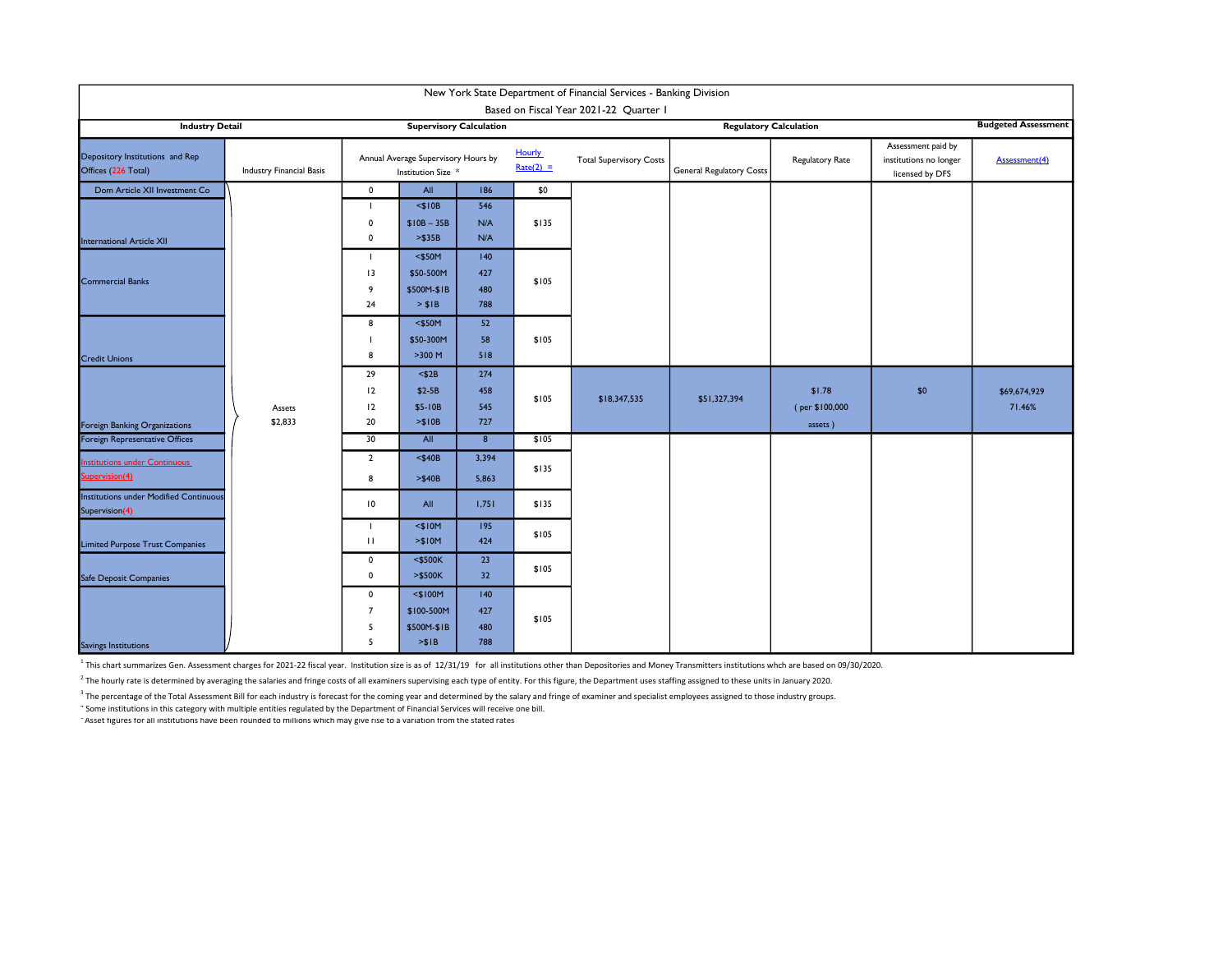New York State Department of Financial Services - Banking Division

Based on Fiscal Year 2021-22 Quarter 1

| Industry Detail | | Supervisory Calculation | | | | | Regulatory Calculation | | | | Budgeted Assessment |
|---|---|---|---|---|---|---|---|---|---|---|---|
| Depository Institutions and Rep Offices (226 Total) | Industry Financial Basis | Annual Average Supervisory Hours by Institution Size * | | | Hourly Rate(2) = | Total Supervisory Costs | General Regulatory Costs | Regulatory Rate | Assessment paid by institutions no longer licensed by DFS | | Assessment(4) |
| Dom Article XII Investment Co | Assets $2,833 | 0 | All | 186 | $0 | $18,347,535 | $51,327,394 | $1.78 ( per $100,000 assets ) | $0 | | $69,674,929 71.46% |
| International Article XII | | 1 | <$10B | 546 | $135 | | | | | | |
| | | 0 | $10B – 35B | N/A | | | | | | | |
| | | 0 | >$35B | N/A | | | | | | | |
| Commercial Banks | | 1 | <$50M | 140 | $105 | | | | | | |
| | | 13 | $50-500M | 427 | | | | | | | |
| | | 9 | $500M-$1B | 480 | | | | | | | |
| | | 24 | > $1B | 788 | | | | | | | |
| Credit Unions | | 8 | <$50M | 52 | $105 | | | | | | |
| | | 1 | $50-300M | 58 | | | | | | | |
| | | 8 | >300 M | 518 | | | | | | | |
| Foreign Banking Organizations | | 29 | <$2B | 274 | $105 | | | | | | |
| | | 12 | $2-5B | 458 | | | | | | | |
| | | 12 | $5-10B | 545 | | | | | | | |
| | | 20 | >$10B | 727 | | | | | | | |
| Foreign Representative Offices | | 30 | All | 8 | $105 | | | | | | |
| Institutions under Continuous Supervision(4) | | 2 | <$40B | 3,394 | $135 | | | | | | |
| | | 8 | >$40B | 5,863 | | | | | | | |
| Institutions under Modified Continuous Supervision(4) | | 10 | All | 1,751 | $135 | | | | | | |
| Limited Purpose Trust Companies | | 1 | <$10M | 195 | $105 | | | | | | |
| | | 11 | >$10M | 424 | | | | | | | |
| Safe Deposit Companies | | 0 | <$500K | 23 | $105 | | | | | | |
| | | 0 | >$500K | 32 | | | | | | | |
| Savings Institutions | | 0 | <$100M | 140 | $105 | | | | | | |
| | | 7 | $100-500M | 427 | | | | | | | |
| | | 5 | $500M-$1B | 480 | | | | | | | |
| | | 5 | >$1B | 788 | | | | | | | |

[1] This chart summarizes Gen. Assessment charges for 2021-22 fiscal year. Institution size is as of 12/31/19 for all institutions other than Depositories and Money Transmitters institutions whch are based on 09/30/2020.

[2] The hourly rate is determined by averaging the salaries and fringe costs of all examiners supervising each type of entity. For this figure, the Department uses staffing assigned to these units in January 2020.

[3] The percentage of the Total Assessment Bill for each industry is forecast for the coming year and determined by the salary and fringe of examiner and specialist employees assigned to those industry groups.

[4] Some institutions in this category with multiple entities regulated by the Department of Financial Services will receive one bill.

[5] Asset figures for all institutions have been rounded to millions which may give rise to a variation from the stated rates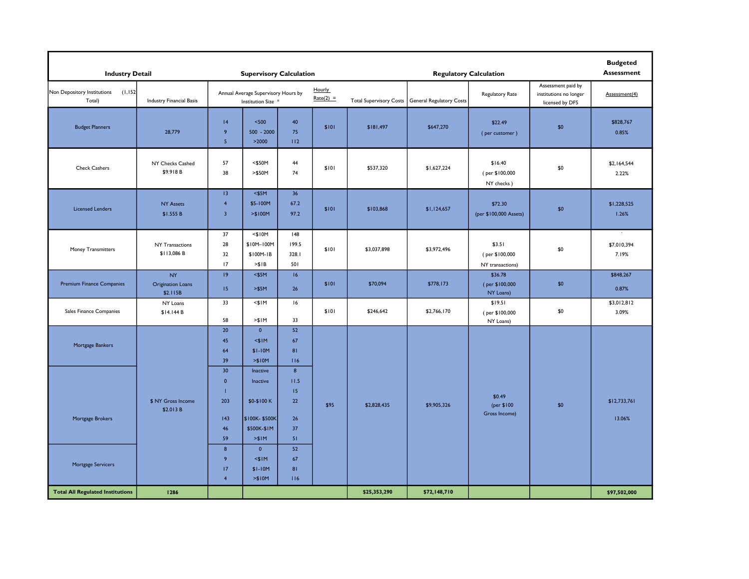| Industry Detail | | Supervisory Calculation | | | | | Regulatory Calculation | | | Budgeted Assessment |
|---|---|---|---|---|---|---|---|---|---|---|
| Non Depository Institutions (1,152 Total) | Industry Financial Basis | Annual Average Supervisory Hours by Institution Size * | | | Hourly Rate(2) = | Total Supervisory Costs | General Regulatory Costs | Regulatory Rate | Assessment paid by institutions no longer licensed by DFS | Assessment(4) |
| Budget Planners | 28,779 | 14<br>9<br>5 | <500<br>500 - 2000<br>>2000 | 40<br>75<br>112 | $101 | $181,497 | $647,270 | $22.49<br>( per customer ) | $0 | $828,767<br>0.85% |
| Check Cashers | NY Checks Cashed<br>$9.918 B | 57<br>38 | <$50M<br>>$50M | 44<br>74 | $101 | $537,320 | $1,627,224 | $16.40<br>( per $100,000 NY checks ) | $0 | $2,164,544<br>2.22% |
| Licensed Lenders | NY Assets<br>$1.555 B | 13<br>4<br>3 | <$5M<br>$5-100M<br>>$100M | 36<br>67.2<br>97.2 | $101 | $103,868 | $1,124,657 | $72.30<br>(per $100,000 Assets) | $0 | $1,228,525<br>1.26% |
| Money Transmitters | NY Transactions<br>$113,086 B | 37<br>28<br>32<br>17 | <$10M<br>$10M–100M<br>$100M-1B<br>>$1B | 148<br>199.5<br>328.1<br>501 | $101 | $3,037,898 | $3,972,496 | $3.51<br>( per $100,000 NY transactions) | $0 | `<br>$7,010,394<br>7.19% |
| Premium Finance Companies | NY Origination Loans<br>$2.115B | 19<br>15 | <$5M<br>>$5M | 16<br>26 | $101 | $70,094 | $778,173 | $36.78<br>( per $100,000 NY Loans) | $0 | $848,267<br>0.87% |
| Sales Finance Companies | NY Loans<br>$14.144 B | 33<br>58 | <$1M<br>>$1M | 16<br>33 | $101 | $246,642 | $2,766,170 | $19.51<br>( per $100,000 NY Loans) | $0 | $3,012,812<br>3.09% |
| Mortgage Bankers | $ NY Gross Income<br>$2.013 B | 20<br>45<br>64<br>39 | 0<br><$1M<br>$1-10M<br>>$10M | 52<br>67<br>81<br>116 | $95 | $2,828,435 | $9,905,326 | $0.49<br>(per $100 Gross Income) | $0 | $12,733,761<br>13.06% |
| Mortgage Brokers | | 30<br>0<br>1<br>203<br>143<br>46<br>59 | Inactive<br>Inactive<br><br>$0-$100 K<br>$100K- $500K<br>$500K-$1M<br>>$1M | 8<br>11.5<br>15<br>22<br>26<br>37<br>51 | | | | | | |
| Mortgage Servicers | | 8<br>9<br>17<br>4 | 0<br><$1M<br>$1-10M<br>>$10M | 52<br>67<br>81<br>116 | | | | | | |
| **Total All Regulated Institutions** | **1286** | | | | | **$25,353,290** | **$72,148,710** | | | **$97,502,000** |